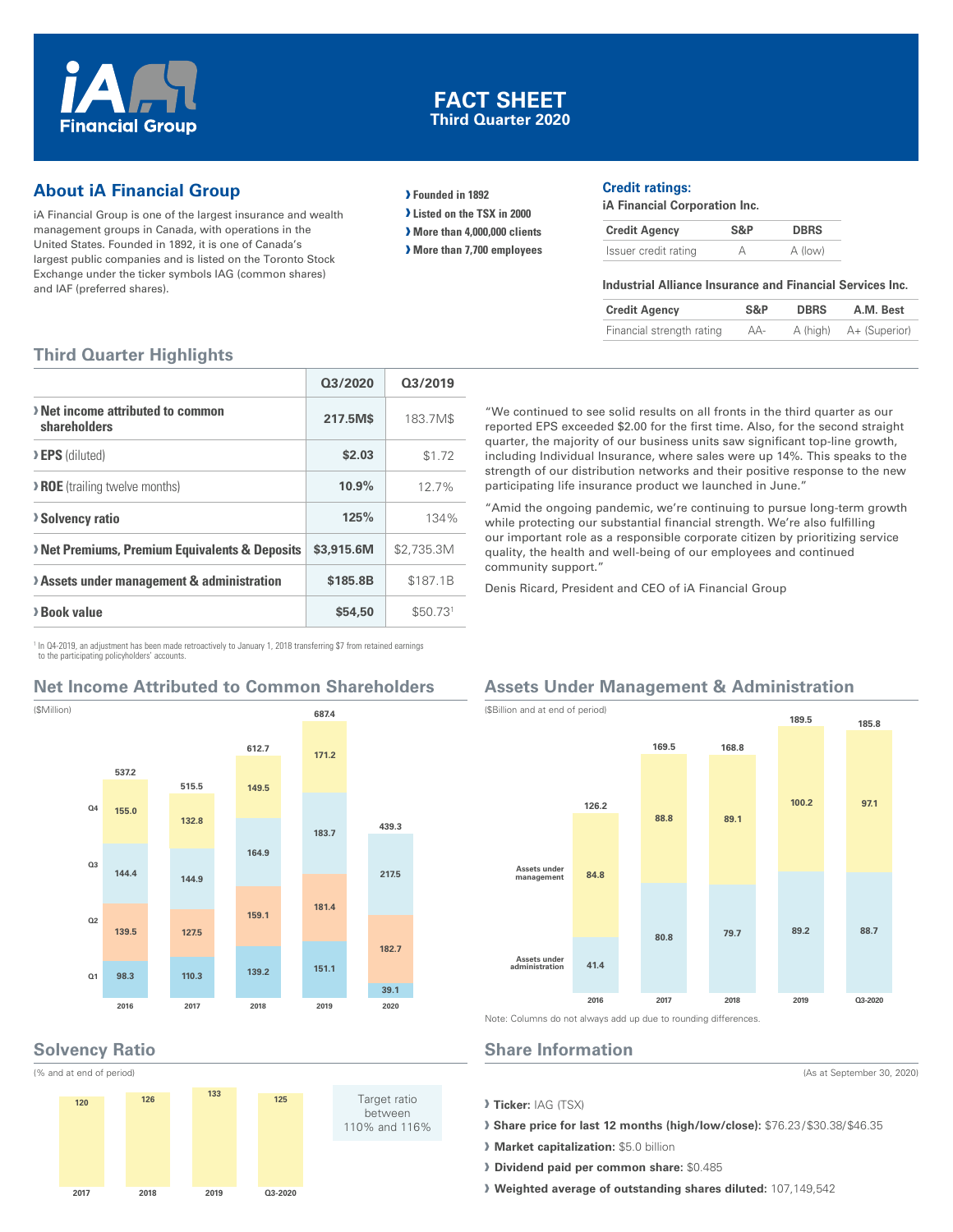# iA Financial Group

## FACT SHEET
### Third Quarter 2020

## About iA Financial Group

iA Financial Group is one of the largest insurance and wealth management groups in Canada, with operations in the United States. Founded in 1892, it is one of Canada's largest public companies and is listed on the Toronto Stock Exchange under the ticker symbols IAG (common shares) and IAF (preferred shares).

- **Founded in 1892**
- **Listed on the TSX in 2000**
- **More than 4,000,000 clients**
- **More than 7,700 employees**

### Credit ratings:

**iA Financial Corporation Inc.**

| Credit Agency | S&P | DBRS |
|---|---|---|
| Issuer credit rating | A | A (low) |

**Industrial Alliance Insurance and Financial Services Inc.**

| Credit Agency | S&P | DBRS | A.M. Best |
|---|---|---|---|
| Financial strength rating | AA- | A (high) | A+ (Superior) |

## Third Quarter Highlights

| | Q3/2020 | Q3/2019 |
|---|---|---|
| **Net income attributed to common shareholders** | 217.5M$ | 183.7M$ |
| **EPS** (diluted) | $2.03 | $1.72 |
| **ROE** (trailing twelve months) | 10.9% | 12.7% |
| **Solvency ratio** | 125% | 134% |
| **Net Premiums, Premium Equivalents & Deposits** | $3,915.6M | $2,735.3M |
| **Assets under management & administration** | $185.8B | $187.1B |
| **Book value** | $54,50 | $50.73[1] |

[1] In Q4-2019, an adjustment has been made retroactively to January 1, 2018 transferring $7 from retained earnings to the participating policyholders' accounts.

"We continued to see solid results on all fronts in the third quarter as our reported EPS exceeded $2.00 for the first time. Also, for the second straight quarter, the majority of our business units saw significant top-line growth, including Individual Insurance, where sales were up 14%. This speaks to the strength of our distribution networks and their positive response to the new participating life insurance product we launched in June."

"Amid the ongoing pandemic, we're continuing to pursue long-term growth while protecting our substantial financial strength. We're also fulfilling our important role as a responsible corporate citizen by prioritizing service quality, the health and well-being of our employees and continued community support."

Denis Ricard, President and CEO of iA Financial Group

## Net Income Attributed to Common Shareholders

($Million)

| | 2016 | 2017 | 2018 | 2019 | 2020 |
|---|---|---|---|---|---|
| Q1 | 98.3 | 110.3 | 139.2 | 151.1 | 39.1 |
| Q2 | 139.5 | 127.5 | 159.1 | 181.4 | 182.7 |
| Q3 | 144.4 | 144.9 | 164.9 | 183.7 | 217.5 |
| Q4 | 155.0 | 132.8 | 149.5 | 171.2 | |
| Total | 537.2 | 515.5 | 612.7 | 687.4 | 439.3 |

## Assets Under Management & Administration

($Billion and at end of period)

| | 2016 | 2017 | 2018 | 2019 | Q3-2020 |
|---|---|---|---|---|---|
| Assets under administration | 41.4 | 80.8 | 79.7 | 89.2 | 88.7 |
| Assets under management | 84.8 | 88.8 | 89.1 | 100.2 | 97.1 |
| Total | 126.2 | 169.5 | 168.8 | 189.5 | 185.8 |

Note: Columns do not always add up due to rounding differences.

## Solvency Ratio

(% and at end of period)

| 2017 | 2018 | 2019 | Q3-2020 |
|---|---|---|---|
| 120 | 126 | 133 | 125 |

Target ratio between 110% and 116%

## Share Information

(As at September 30, 2020)

- **Ticker:** IAG (TSX)
- **Share price for last 12 months (high/low/close):** $76.23/$30.38/$46.35
- **Market capitalization:** $5.0 billion
- **Dividend paid per common share:** $0.485
- **Weighted average of outstanding shares diluted:** 107,149,542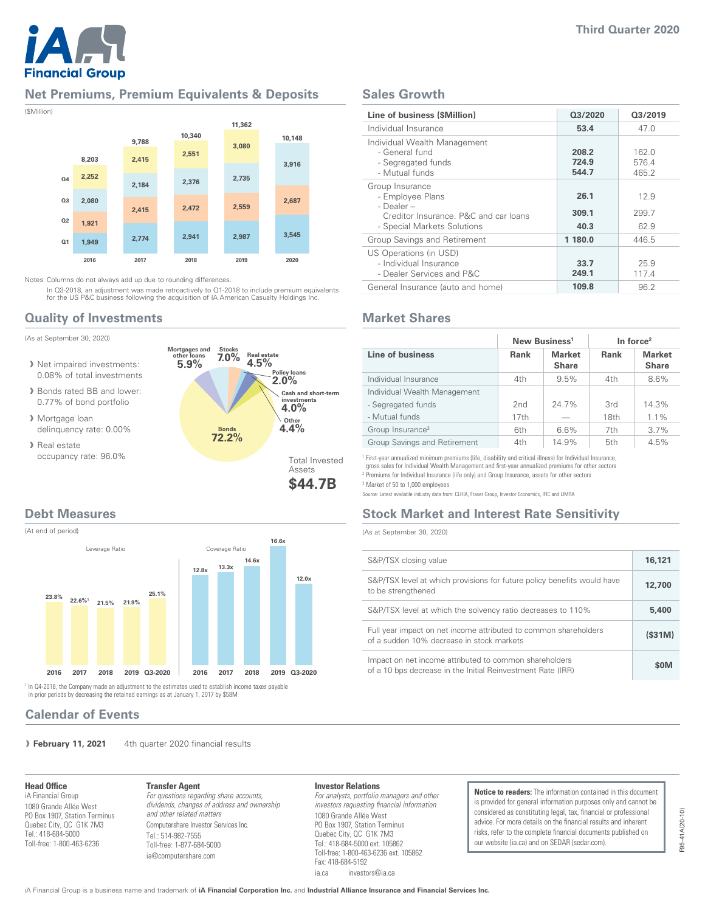Third Quarter 2020

iA Financial Group

## Net Premiums, Premium Equivalents & Deposits

($Million)

Q4 Q3 Q2 Q1

2016: 8,203 — 2,252, 2,080, 1,921, 1,949
2017: 9,788 — 2,415, 2,184, 2,415, 2,774
2018: 10,340 — 2,551, 2,376, 2,472, 2,941
2019: 11,362 — 3,080, 2,735, 2,559, 2,987
2020: 10,148 — 3,916, 2,687, 3,545

Notes: Columns do not always add up due to rounding differences.
In Q3-2018, an adjustment was made retroactively to Q1-2018 to include premium equivalents for the US P&C business following the acquisition of IA American Casualty Holdings Inc.

## Sales Growth

| Line of business ($Million) | Q3/2020 | Q3/2019 |
|---|---|---|
| Individual Insurance | 53.4 | 47.0 |
| Individual Wealth Management | | |
| - General fund | 208.2 | 162.0 |
| - Segregated funds | 724.9 | 576.4 |
| - Mutual funds | 544.7 | 465.2 |
| Group Insurance | | |
| - Employee Plans | 26.1 | 12.9 |
| - Dealer – Creditor Insurance. P&C and car loans | 309.1 | 299.7 |
| - Special Markets Solutions | 40.3 | 62.9 |
| Group Savings and Retirement | 1 180.0 | 446.5 |
| US Operations (in USD) | | |
| - Individual Insurance | 33.7 | 25.9 |
| - Dealer Services and P&C | 249.1 | 117.4 |
| General Insurance (auto and home) | 109.8 | 96.2 |

## Quality of Investments

(As at September 30, 2020)

- Net impaired investments: 0.08% of total investments
- Bonds rated BB and lower: 0.77% of bond portfolio
- Mortgage loan delinquency rate: 0.00%
- Real estate occupancy rate: 96.0%

Mortgages and other loans 5.9%
Stocks 7.0%
Real estate 4.5%
Policy loans 2.0%
Cash and short-term investments 4.0%
Other 4.4%
Bonds 72.2%

Total Invested Assets **$44.7B**

## Market Shares

| | New Business[1] | | In force[2] | |
|---|---|---|---|---|
| Line of business | Rank | Market Share | Rank | Market Share |
| Individual Insurance | 4th | 9.5% | 4th | 8.6% |
| Individual Wealth Management | | | | |
| - Segregated funds | 2nd | 24.7% | 3rd | 14.3% |
| - Mutual funds | 17th | — | 18th | 1.1% |
| Group Insurance[3] | 6th | 6.6% | 7th | 3.7% |
| Group Savings and Retirement | 4th | 14.9% | 5th | 4.5% |

[1] First-year annualized minimum premiums (life, disability and critical illness) for Individual Insurance, gross sales for Individual Wealth Management and first-year annualized premiums for other sectors
[2] Premiums for Individual Insurance (life only) and Group Insurance, assets for other sectors
[3] Market of 50 to 1,000 employees
Source: Latest available industry data from: CLHIA, Fraser Group, Investor Economics, IFIC and LIMRA

## Debt Measures

(At end of period)

Leverage Ratio
2016: 23.8%
2017: 22.6%[1]
2018: 21.5%
2019: 21.9%
Q3-2020: 25.1%

Coverage Ratio
2016: 12.8x
2017: 13.3x
2018: 14.6x
2019: 16.6x
Q3-2020: 12.0x

[1] In Q4-2018, the Company made an adjustment to the estimates used to establish income taxes payable in prior periods by decreasing the retained earnings as at January 1, 2017 by $58M

## Stock Market and Interest Rate Sensitivity

(As at September 30, 2020)

| | |
|---|---|
| S&P/TSX closing value | 16,121 |
| S&P/TSX level at which provisions for future policy benefits would have to be strengthened | 12,700 |
| S&P/TSX level at which the solvency ratio decreases to 110% | 5,400 |
| Full year impact on net income attributed to common shareholders of a sudden 10% decrease in stock markets | ($31M) |
| Impact on net income attributed to common shareholders of a 10 bps decrease in the Initial Reinvestment Rate (IRR) | $0M |

## Calendar of Events

- **February 11, 2021** 4th quarter 2020 financial results

**Head Office**
iA Financial Group
1080 Grande Allée West
PO Box 1907, Station Terminus
Quebec City, QC G1K 7M3
Tel.: 418-684-5000
Toll-free: 1-800-463-6236

**Transfer Agent**
*For questions regarding share accounts, dividends, changes of address and ownership and other related matters*
Computershare Investor Services Inc.
Tel.: 514-982-7555
Toll-free: 1-877-684-5000
ia@computershare.com

**Investor Relations**
*For analysts, portfolio managers and other investors requesting financial information*
1080 Grande Allée West
PO Box 1907, Station Terminus
Quebec City, QC G1K 7M3
Tel.: 418-684-5000 ext. 105862
Toll-free: 1-800-463-6236 ext. 105862
Fax: 418-684-5192
ia.ca investors@ia.ca

**Notice to readers:** The information contained in this document is provided for general information purposes only and cannot be considered as constituting legal, tax, financial or professional advice. For more details on the financial results and inherent risks, refer to the complete financial documents published on our website (ia.ca) and on SEDAR (sedar.com).

F95-41A(20-10)

iA Financial Group is a business name and trademark of **iA Financial Corporation Inc.** and **Industrial Alliance Insurance and Financial Services Inc.**